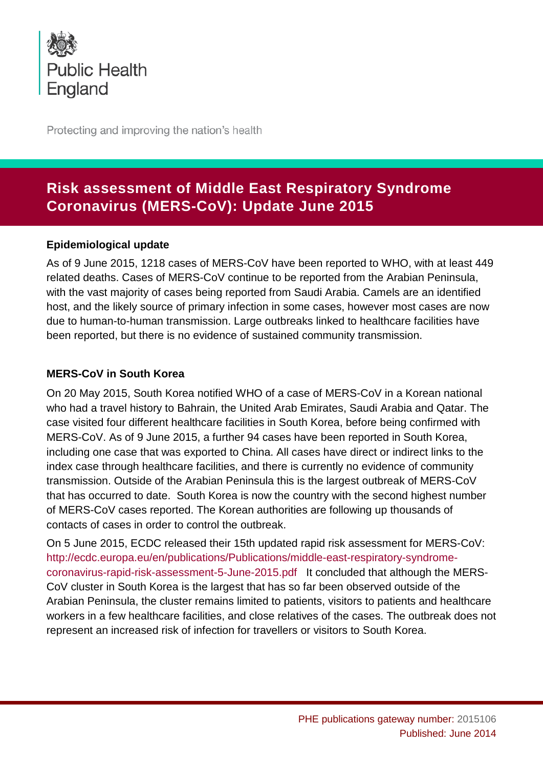Public Health England

Protecting and improving the nation's health

# Risk assessment of Middle East Respiratory Syndrome Coronavirus (MERS-CoV): Update June 2015

### Epidemiological update

As of 9 June 2015, 1218 cases of MERS-CoV have been reported to WHO, with at least 449 related deaths. Cases of MERS-CoV continue to be reported from the Arabian Peninsula, with the vast majority of cases being reported from Saudi Arabia. Camels are an identified host, and the likely source of primary infection in some cases, however most cases are now due to human-to-human transmission. Large outbreaks linked to healthcare facilities have been reported, but there is no evidence of sustained community transmission.

### MERS-CoV in South Korea

On 20 May 2015, South Korea notified WHO of a case of MERS-CoV in a Korean national who had a travel history to Bahrain, the United Arab Emirates, Saudi Arabia and Qatar. The case visited four different healthcare facilities in South Korea, before being confirmed with MERS-CoV. As of 9 June 2015, a further 94 cases have been reported in South Korea, including one case that was exported to China. All cases have direct or indirect links to the index case through healthcare facilities, and there is currently no evidence of community transmission. Outside of the Arabian Peninsula this is the largest outbreak of MERS-CoV that has occurred to date. South Korea is now the country with the second highest number of MERS-CoV cases reported. The Korean authorities are following up thousands of contacts of cases in order to control the outbreak.

On 5 June 2015, ECDC released their 15th updated rapid risk assessment for MERS-CoV: http://ecdc.europa.eu/en/publications/Publications/middle-east-respiratory-syndrome-coronavirus-rapid-risk-assessment-5-June-2015.pdf It concluded that although the MERS-CoV cluster in South Korea is the largest that has so far been observed outside of the Arabian Peninsula, the cluster remains limited to patients, visitors to patients and healthcare workers in a few healthcare facilities, and close relatives of the cases. The outbreak does not represent an increased risk of infection for travellers or visitors to South Korea.

PHE publications gateway number: 2015106
Published: June 2014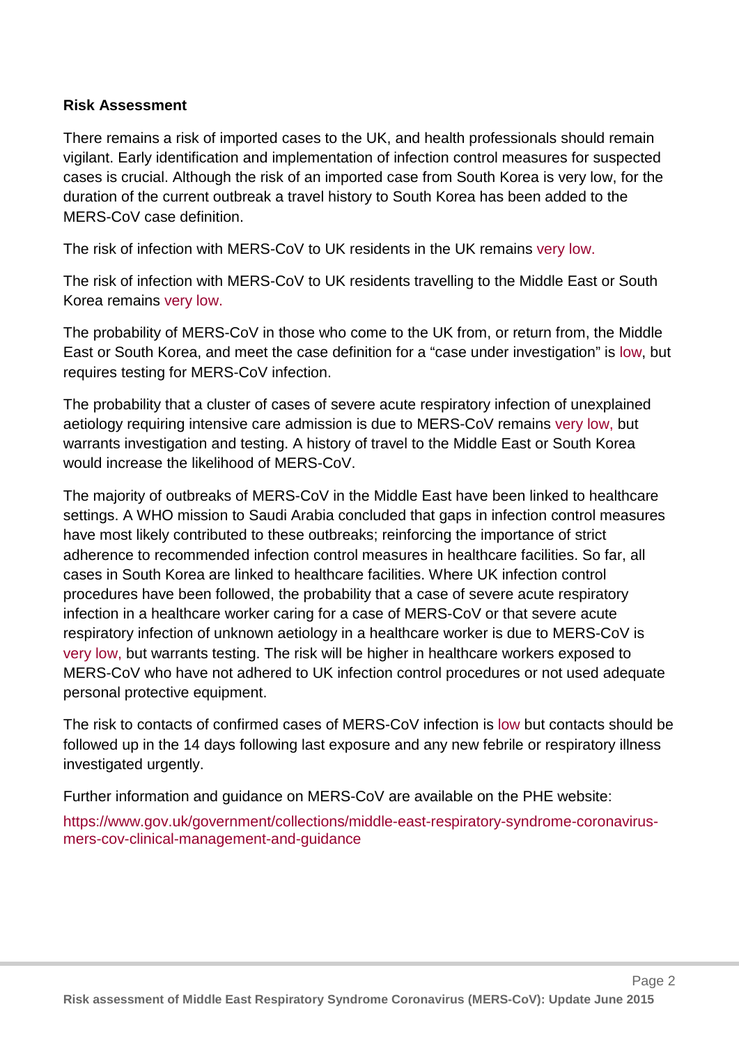**Risk Assessment**

There remains a risk of imported cases to the UK, and health professionals should remain vigilant. Early identification and implementation of infection control measures for suspected cases is crucial. Although the risk of an imported case from South Korea is very low, for the duration of the current outbreak a travel history to South Korea has been added to the MERS-CoV case definition.

The risk of infection with MERS-CoV to UK residents in the UK remains very low.

The risk of infection with MERS-CoV to UK residents travelling to the Middle East or South Korea remains very low.

The probability of MERS-CoV in those who come to the UK from, or return from, the Middle East or South Korea, and meet the case definition for a "case under investigation" is low, but requires testing for MERS-CoV infection.

The probability that a cluster of cases of severe acute respiratory infection of unexplained aetiology requiring intensive care admission is due to MERS-CoV remains very low, but warrants investigation and testing. A history of travel to the Middle East or South Korea would increase the likelihood of MERS-CoV.

The majority of outbreaks of MERS-CoV in the Middle East have been linked to healthcare settings. A WHO mission to Saudi Arabia concluded that gaps in infection control measures have most likely contributed to these outbreaks; reinforcing the importance of strict adherence to recommended infection control measures in healthcare facilities. So far, all cases in South Korea are linked to healthcare facilities. Where UK infection control procedures have been followed, the probability that a case of severe acute respiratory infection in a healthcare worker caring for a case of MERS-CoV or that severe acute respiratory infection of unknown aetiology in a healthcare worker is due to MERS-CoV is very low, but warrants testing. The risk will be higher in healthcare workers exposed to MERS-CoV who have not adhered to UK infection control procedures or not used adequate personal protective equipment.

The risk to contacts of confirmed cases of MERS-CoV infection is low but contacts should be followed up in the 14 days following last exposure and any new febrile or respiratory illness investigated urgently.

Further information and guidance on MERS-CoV are available on the PHE website:

https://www.gov.uk/government/collections/middle-east-respiratory-syndrome-coronavirus-mers-cov-clinical-management-and-guidance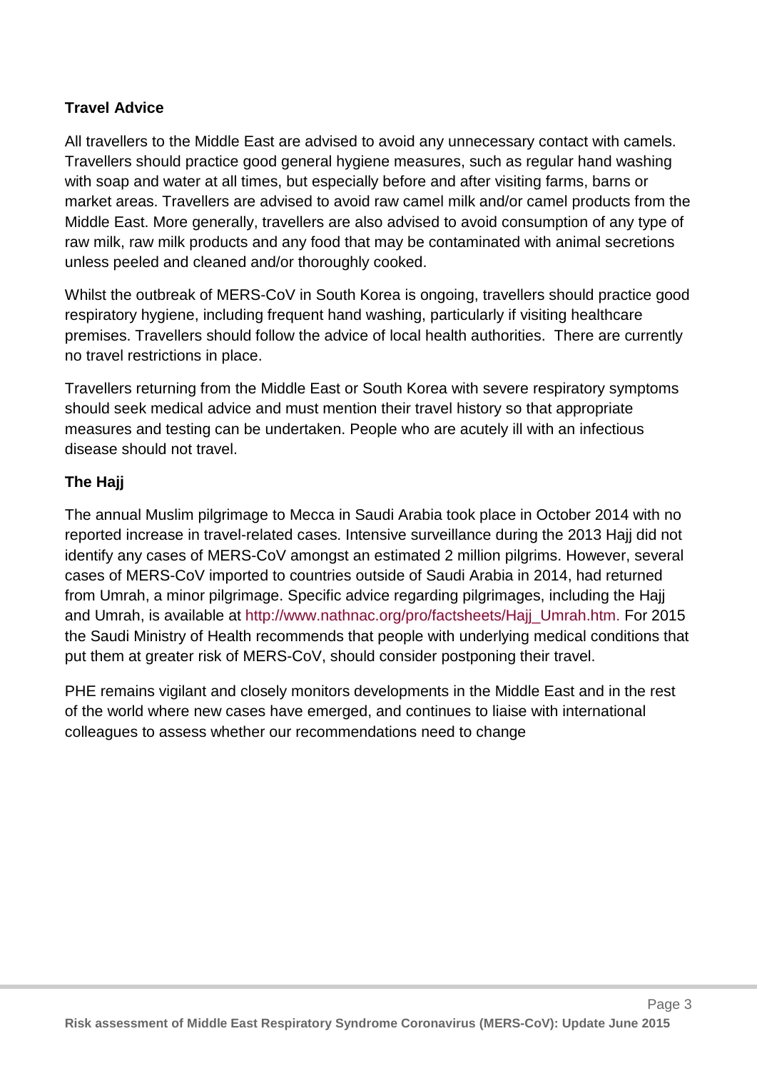## Travel Advice

All travellers to the Middle East are advised to avoid any unnecessary contact with camels. Travellers should practice good general hygiene measures, such as regular hand washing with soap and water at all times, but especially before and after visiting farms, barns or market areas. Travellers are advised to avoid raw camel milk and/or camel products from the Middle East. More generally, travellers are also advised to avoid consumption of any type of raw milk, raw milk products and any food that may be contaminated with animal secretions unless peeled and cleaned and/or thoroughly cooked.

Whilst the outbreak of MERS-CoV in South Korea is ongoing, travellers should practice good respiratory hygiene, including frequent hand washing, particularly if visiting healthcare premises. Travellers should follow the advice of local health authorities. There are currently no travel restrictions in place.

Travellers returning from the Middle East or South Korea with severe respiratory symptoms should seek medical advice and must mention their travel history so that appropriate measures and testing can be undertaken. People who are acutely ill with an infectious disease should not travel.

## The Hajj

The annual Muslim pilgrimage to Mecca in Saudi Arabia took place in October 2014 with no reported increase in travel-related cases. Intensive surveillance during the 2013 Hajj did not identify any cases of MERS-CoV amongst an estimated 2 million pilgrims. However, several cases of MERS-CoV imported to countries outside of Saudi Arabia in 2014, had returned from Umrah, a minor pilgrimage. Specific advice regarding pilgrimages, including the Hajj and Umrah, is available at http://www.nathnac.org/pro/factsheets/Hajj_Umrah.htm. For 2015 the Saudi Ministry of Health recommends that people with underlying medical conditions that put them at greater risk of MERS-CoV, should consider postponing their travel.

PHE remains vigilant and closely monitors developments in the Middle East and in the rest of the world where new cases have emerged, and continues to liaise with international colleagues to assess whether our recommendations need to change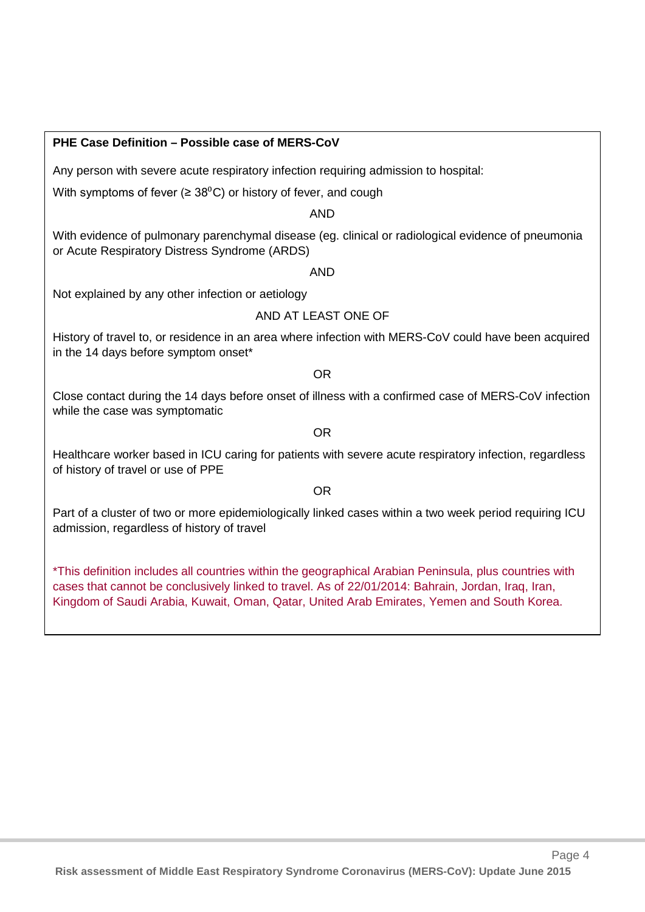**PHE Case Definition – Possible case of MERS-CoV**

Any person with severe acute respiratory infection requiring admission to hospital:

With symptoms of fever (≥ 38$^0$C) or history of fever, and cough

AND

With evidence of pulmonary parenchymal disease (eg. clinical or radiological evidence of pneumonia or Acute Respiratory Distress Syndrome (ARDS)

AND

Not explained by any other infection or aetiology

AND AT LEAST ONE OF

History of travel to, or residence in an area where infection with MERS-CoV could have been acquired in the 14 days before symptom onset*

OR

Close contact during the 14 days before onset of illness with a confirmed case of MERS-CoV infection while the case was symptomatic

OR

Healthcare worker based in ICU caring for patients with severe acute respiratory infection, regardless of history of travel or use of PPE

OR

Part of a cluster of two or more epidemiologically linked cases within a two week period requiring ICU admission, regardless of history of travel

*This definition includes all countries within the geographical Arabian Peninsula, plus countries with cases that cannot be conclusively linked to travel. As of 22/01/2014: Bahrain, Jordan, Iraq, Iran, Kingdom of Saudi Arabia, Kuwait, Oman, Qatar, United Arab Emirates, Yemen and South Korea.